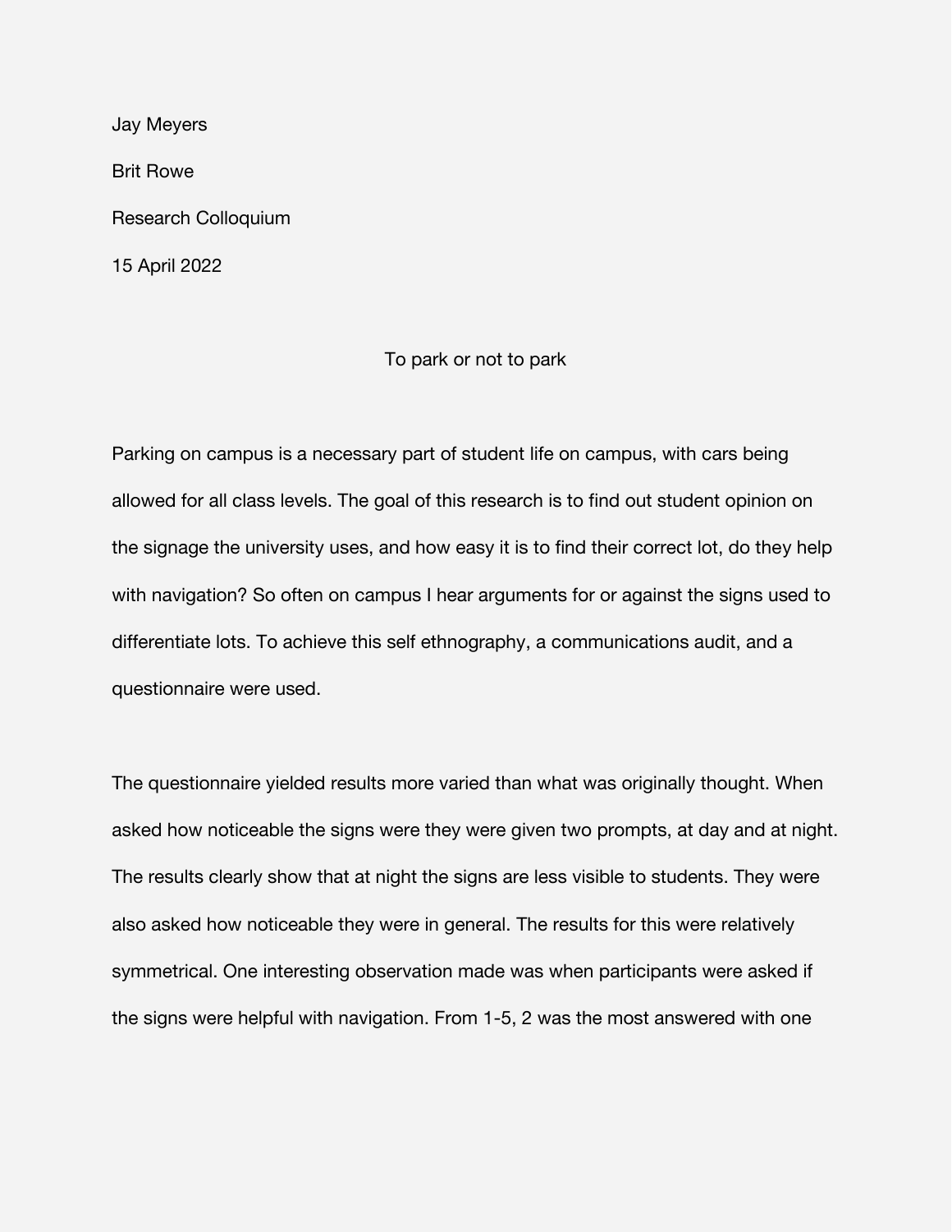Jay Meyers

Brit Rowe

Research Colloquium

15 April 2022

# To park or not to park

Parking on campus is a necessary part of student life on campus, with cars being allowed for all class levels. The goal of this research is to find out student opinion on the signage the university uses, and how easy it is to find their correct lot, do they help with navigation? So often on campus I hear arguments for or against the signs used to differentiate lots. To achieve this self ethnography, a communications audit, and a questionnaire were used.

The questionnaire yielded results more varied than what was originally thought. When asked how noticeable the signs were they were given two prompts, at day and at night. The results clearly show that at night the signs are less visible to students. They were also asked how noticeable they were in general. The results for this were relatively symmetrical. One interesting observation made was when participants were asked if the signs were helpful with navigation. From 1-5, 2 was the most answered with one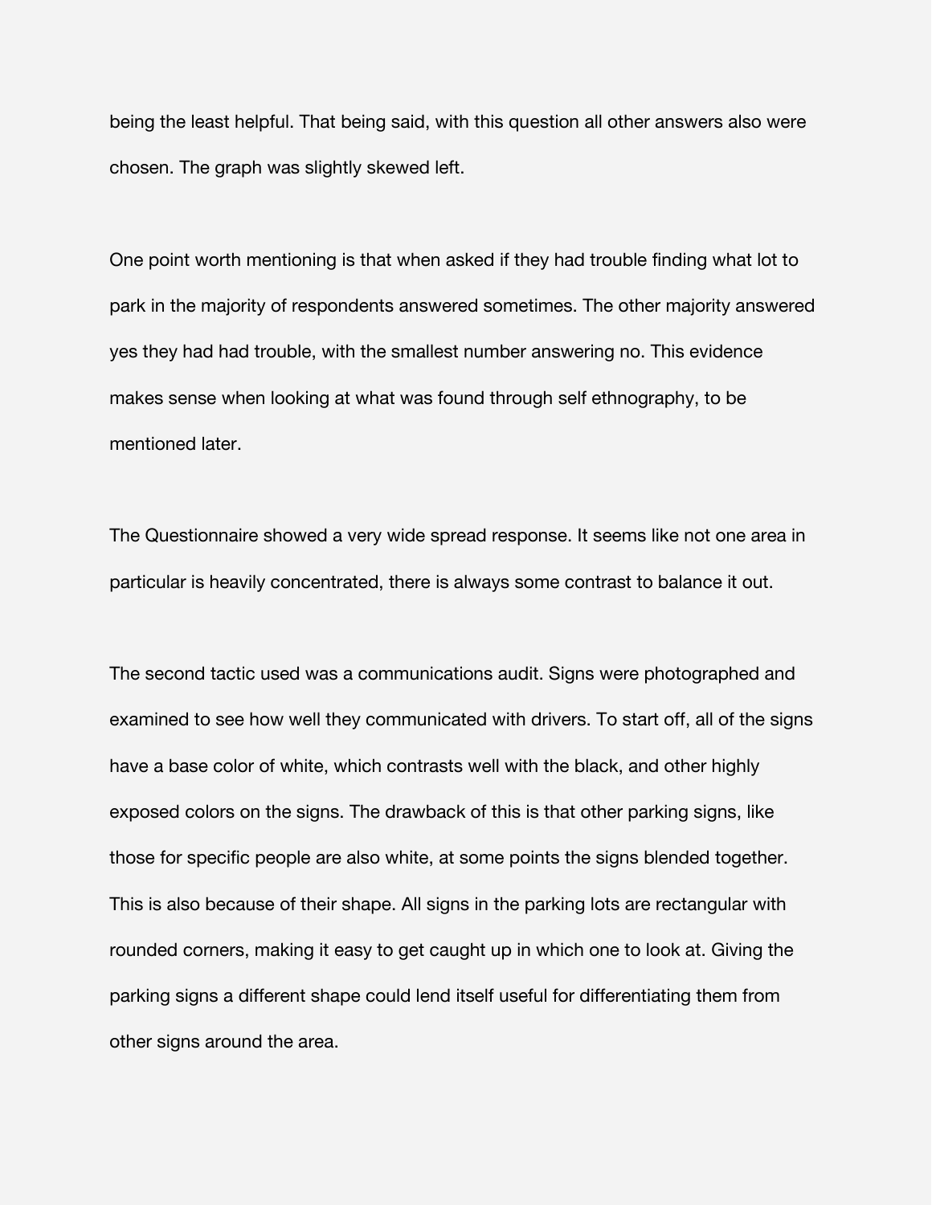being the least helpful. That being said, with this question all other answers also were chosen. The graph was slightly skewed left.

One point worth mentioning is that when asked if they had trouble finding what lot to park in the majority of respondents answered sometimes. The other majority answered yes they had had trouble, with the smallest number answering no. This evidence makes sense when looking at what was found through self ethnography, to be mentioned later.

The Questionnaire showed a very wide spread response. It seems like not one area in particular is heavily concentrated, there is always some contrast to balance it out.

The second tactic used was a communications audit. Signs were photographed and examined to see how well they communicated with drivers. To start off, all of the signs have a base color of white, which contrasts well with the black, and other highly exposed colors on the signs. The drawback of this is that other parking signs, like those for specific people are also white, at some points the signs blended together. This is also because of their shape. All signs in the parking lots are rectangular with rounded corners, making it easy to get caught up in which one to look at. Giving the parking signs a different shape could lend itself useful for differentiating them from other signs around the area.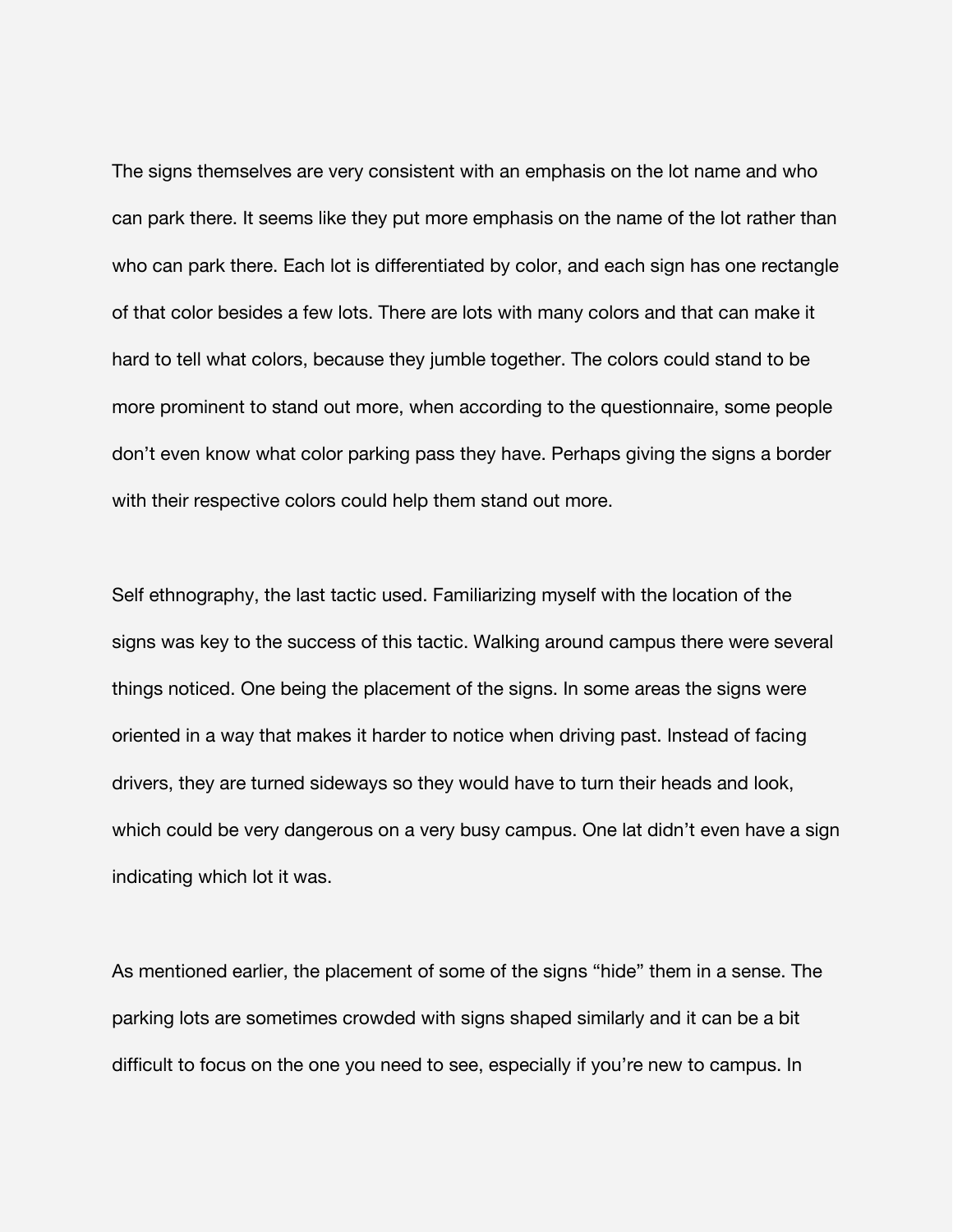The signs themselves are very consistent with an emphasis on the lot name and who can park there. It seems like they put more emphasis on the name of the lot rather than who can park there. Each lot is differentiated by color, and each sign has one rectangle of that color besides a few lots. There are lots with many colors and that can make it hard to tell what colors, because they jumble together. The colors could stand to be more prominent to stand out more, when according to the questionnaire, some people don't even know what color parking pass they have. Perhaps giving the signs a border with their respective colors could help them stand out more.

Self ethnography, the last tactic used. Familiarizing myself with the location of the signs was key to the success of this tactic. Walking around campus there were several things noticed. One being the placement of the signs. In some areas the signs were oriented in a way that makes it harder to notice when driving past. Instead of facing drivers, they are turned sideways so they would have to turn their heads and look, which could be very dangerous on a very busy campus. One lat didn't even have a sign indicating which lot it was.

As mentioned earlier, the placement of some of the signs "hide" them in a sense. The parking lots are sometimes crowded with signs shaped similarly and it can be a bit difficult to focus on the one you need to see, especially if you're new to campus. In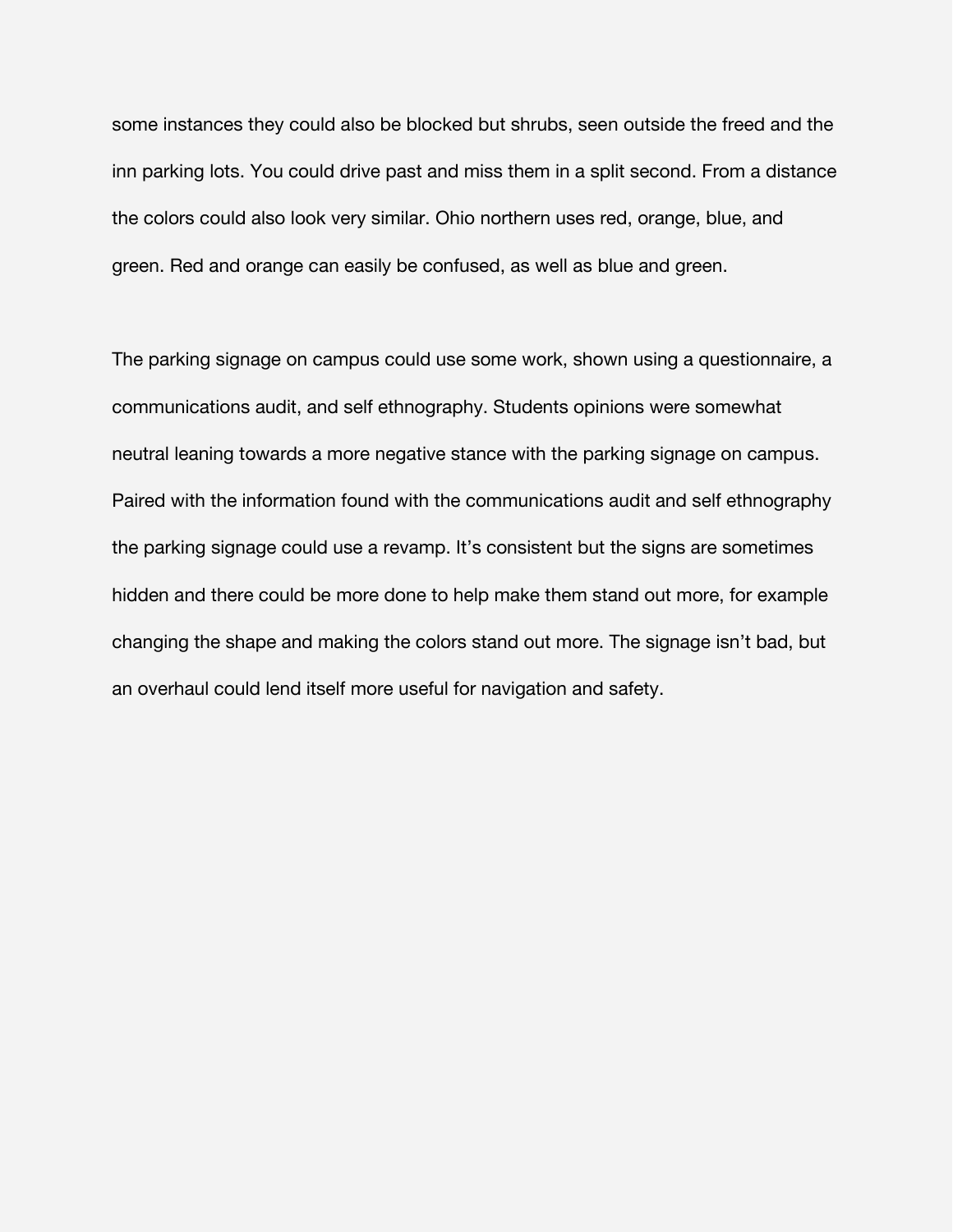some instances they could also be blocked but shrubs, seen outside the freed and the inn parking lots. You could drive past and miss them in a split second. From a distance the colors could also look very similar. Ohio northern uses red, orange, blue, and green. Red and orange can easily be confused, as well as blue and green.

The parking signage on campus could use some work, shown using a questionnaire, a communications audit, and self ethnography. Students opinions were somewhat neutral leaning towards a more negative stance with the parking signage on campus. Paired with the information found with the communications audit and self ethnography the parking signage could use a revamp. It's consistent but the signs are sometimes hidden and there could be more done to help make them stand out more, for example changing the shape and making the colors stand out more. The signage isn't bad, but an overhaul could lend itself more useful for navigation and safety.